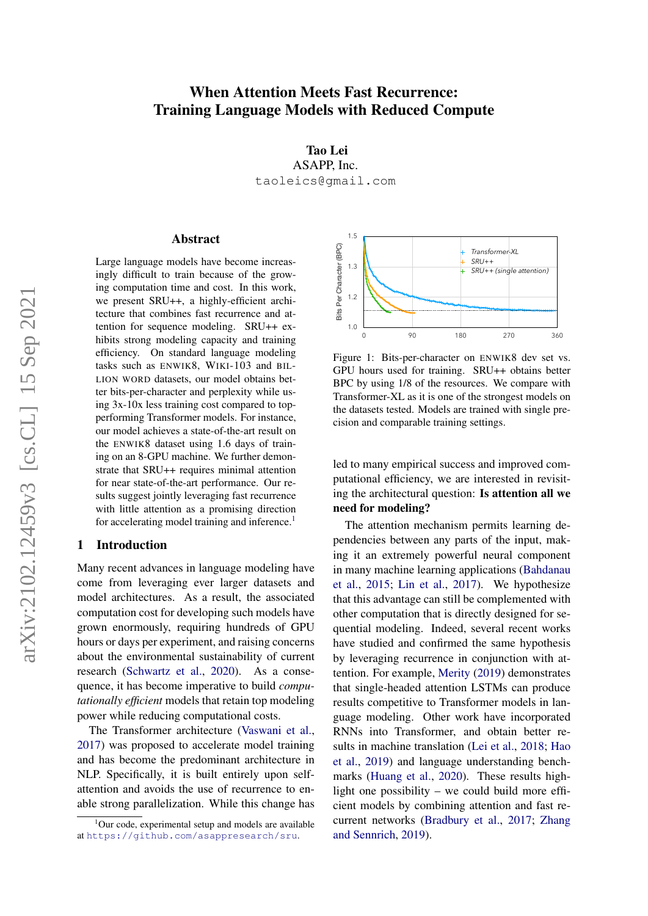# When Attention Meets Fast Recurrence: Training Language Models with Reduced Compute

**Tao Lei**
ASAPP, Inc.
taoleics@gmail.com

## Abstract

Large language models have become increasingly difficult to train because of the growing computation time and cost. In this work, we present SRU++, a highly-efficient architecture that combines fast recurrence and attention for sequence modeling. SRU++ exhibits strong modeling capacity and training efficiency. On standard language modeling tasks such as ENWIK8, WIKI-103 and BILLION WORD datasets, our model obtains better bits-per-character and perplexity while using 3x-10x less training cost compared to top-performing Transformer models. For instance, our model achieves a state-of-the-art result on the ENWIK8 dataset using 1.6 days of training on an 8-GPU machine. We further demonstrate that SRU++ requires minimal attention for near state-of-the-art performance. Our results suggest jointly leveraging fast recurrence with little attention as a promising direction for accelerating model training and inference.[1]

Figure 1: Bits-per-character on ENWIK8 dev set vs. GPU hours used for training. SRU++ obtains better BPC by using 1/8 of the resources. We compare with Transformer-XL as it is one of the strongest models on the datasets tested. Models are trained with single precision and comparable training settings.

## 1 Introduction

Many recent advances in language modeling have come from leveraging ever larger datasets and model architectures. As a result, the associated computation cost for developing such models have grown enormously, requiring hundreds of GPU hours or days per experiment, and raising concerns about the environmental sustainability of current research (Schwartz et al., 2020). As a consequence, it has become imperative to build *computationally efficient* models that retain top modeling power while reducing computational costs.

The Transformer architecture (Vaswani et al., 2017) was proposed to accelerate model training and has become the predominant architecture in NLP. Specifically, it is built entirely upon self-attention and avoids the use of recurrence to enable strong parallelization. While this change has led to many empirical success and improved computational efficiency, we are interested in revisiting the architectural question: **Is attention all we need for modeling?**

The attention mechanism permits learning dependencies between any parts of the input, making it an extremely powerful neural component in many machine learning applications (Bahdanau et al., 2015; Lin et al., 2017). We hypothesize that this advantage can still be complemented with other computation that is directly designed for sequential modeling. Indeed, several recent works have studied and confirmed the same hypothesis by leveraging recurrence in conjunction with attention. For example, Merity (2019) demonstrates that single-headed attention LSTMs can produce results competitive to Transformer models in language modeling. Other work have incorporated RNNs into Transformer, and obtain better results in machine translation (Lei et al., 2018; Hao et al., 2019) and language understanding benchmarks (Huang et al., 2020). These results highlight one possibility – we could build more efficient models by combining attention and fast recurrent networks (Bradbury et al., 2017; Zhang and Sennrich, 2019).

[1] Our code, experimental setup and models are available at https://github.com/asappresearch/sru.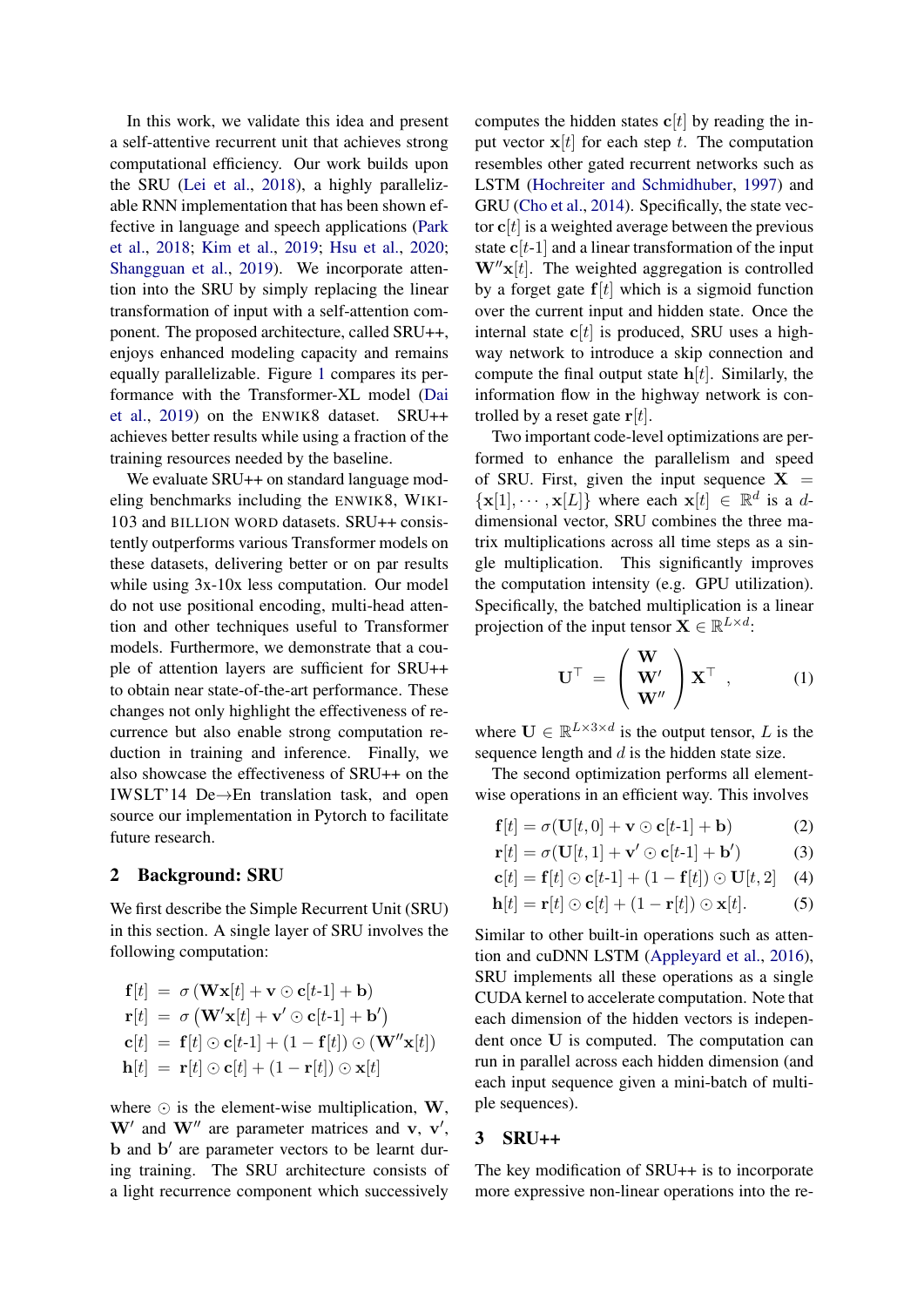In this work, we validate this idea and present a self-attentive recurrent unit that achieves strong computational efficiency. Our work builds upon the SRU (Lei et al., 2018), a highly parallelizable RNN implementation that has been shown effective in language and speech applications (Park et al., 2018; Kim et al., 2019; Hsu et al., 2020; Shangguan et al., 2019). We incorporate attention into the SRU by simply replacing the linear transformation of input with a self-attention component. The proposed architecture, called SRU++, enjoys enhanced modeling capacity and remains equally parallelizable. Figure 1 compares its performance with the Transformer-XL model (Dai et al., 2019) on the ENWIK8 dataset. SRU++ achieves better results while using a fraction of the training resources needed by the baseline.

We evaluate SRU++ on standard language modeling benchmarks including the ENWIK8, WIKI-103 and BILLION WORD datasets. SRU++ consistently outperforms various Transformer models on these datasets, delivering better or on par results while using 3x-10x less computation. Our model do not use positional encoding, multi-head attention and other techniques useful to Transformer models. Furthermore, we demonstrate that a couple of attention layers are sufficient for SRU++ to obtain near state-of-the-art performance. These changes not only highlight the effectiveness of recurrence but also enable strong computation reduction in training and inference. Finally, we also showcase the effectiveness of SRU++ on the IWSLT'14 De→En translation task, and open source our implementation in Pytorch to facilitate future research.

## 2 Background: SRU

We first describe the Simple Recurrent Unit (SRU) in this section. A single layer of SRU involves the following computation:

$$
\begin{aligned}
\mathbf{f}[t] &= \sigma\left(\mathbf{W}\mathbf{x}[t] + \mathbf{v} \odot \mathbf{c}[t\text{-}1] + \mathbf{b}\right) \\
\mathbf{r}[t] &= \sigma\left(\mathbf{W}'\mathbf{x}[t] + \mathbf{v}' \odot \mathbf{c}[t\text{-}1] + \mathbf{b}'\right) \\
\mathbf{c}[t] &= \mathbf{f}[t] \odot \mathbf{c}[t\text{-}1] + (1 - \mathbf{f}[t]) \odot (\mathbf{W}''\mathbf{x}[t]) \\
\mathbf{h}[t] &= \mathbf{r}[t] \odot \mathbf{c}[t] + (1 - \mathbf{r}[t]) \odot \mathbf{x}[t]
\end{aligned}
$$

where $\odot$ is the element-wise multiplication, $\mathbf{W}$, $\mathbf{W}'$ and $\mathbf{W}''$ are parameter matrices and $\mathbf{v}$, $\mathbf{v}'$, $\mathbf{b}$ and $\mathbf{b}'$ are parameter vectors to be learnt during training. The SRU architecture consists of a light recurrence component which successively computes the hidden states $\mathbf{c}[t]$ by reading the input vector $\mathbf{x}[t]$ for each step $t$. The computation resembles other gated recurrent networks such as LSTM (Hochreiter and Schmidhuber, 1997) and GRU (Cho et al., 2014). Specifically, the state vector $\mathbf{c}[t]$ is a weighted average between the previous state $\mathbf{c}[t\text{-}1]$ and a linear transformation of the input $\mathbf{W}''\mathbf{x}[t]$. The weighted aggregation is controlled by a forget gate $\mathbf{f}[t]$ which is a sigmoid function over the current input and hidden state. Once the internal state $\mathbf{c}[t]$ is produced, SRU uses a highway network to introduce a skip connection and compute the final output state $\mathbf{h}[t]$. Similarly, the information flow in the highway network is controlled by a reset gate $\mathbf{r}[t]$.

Two important code-level optimizations are performed to enhance the parallelism and speed of SRU. First, given the input sequence $\mathbf{X} = \{\mathbf{x}[1], \cdots, \mathbf{x}[L]\}$ where each $\mathbf{x}[t] \in \mathbb{R}^d$ is a $d$-dimensional vector, SRU combines the three matrix multiplications across all time steps as a single multiplication. This significantly improves the computation intensity (e.g. GPU utilization). Specifically, the batched multiplication is a linear projection of the input tensor $\mathbf{X} \in \mathbb{R}^{L \times d}$:

$$
\mathbf{U}^\top = \begin{pmatrix} \mathbf{W} \\ \mathbf{W}' \\ \mathbf{W}'' \end{pmatrix} \mathbf{X}^\top , \tag{1}
$$

where $\mathbf{U} \in \mathbb{R}^{L \times 3 \times d}$ is the output tensor, $L$ is the sequence length and $d$ is the hidden state size.

The second optimization performs all element-wise operations in an efficient way. This involves

$$
\begin{aligned}
\mathbf{f}[t] &= \sigma(\mathbf{U}[t,0] + \mathbf{v} \odot \mathbf{c}[t\text{-}1] + \mathbf{b}) && (2) \\
\mathbf{r}[t] &= \sigma(\mathbf{U}[t,1] + \mathbf{v}' \odot \mathbf{c}[t\text{-}1] + \mathbf{b}') && (3) \\
\mathbf{c}[t] &= \mathbf{f}[t] \odot \mathbf{c}[t\text{-}1] + (1 - \mathbf{f}[t]) \odot \mathbf{U}[t,2] && (4) \\
\mathbf{h}[t] &= \mathbf{r}[t] \odot \mathbf{c}[t] + (1 - \mathbf{r}[t]) \odot \mathbf{x}[t]. && (5)
\end{aligned}
$$

Similar to other built-in operations such as attention and cuDNN LSTM (Appleyard et al., 2016), SRU implements all these operations as a single CUDA kernel to accelerate computation. Note that each dimension of the hidden vectors is independent once $\mathbf{U}$ is computed. The computation can run in parallel across each hidden dimension (and each input sequence given a mini-batch of multiple sequences).

## 3 SRU++

The key modification of SRU++ is to incorporate more expressive non-linear operations into the re-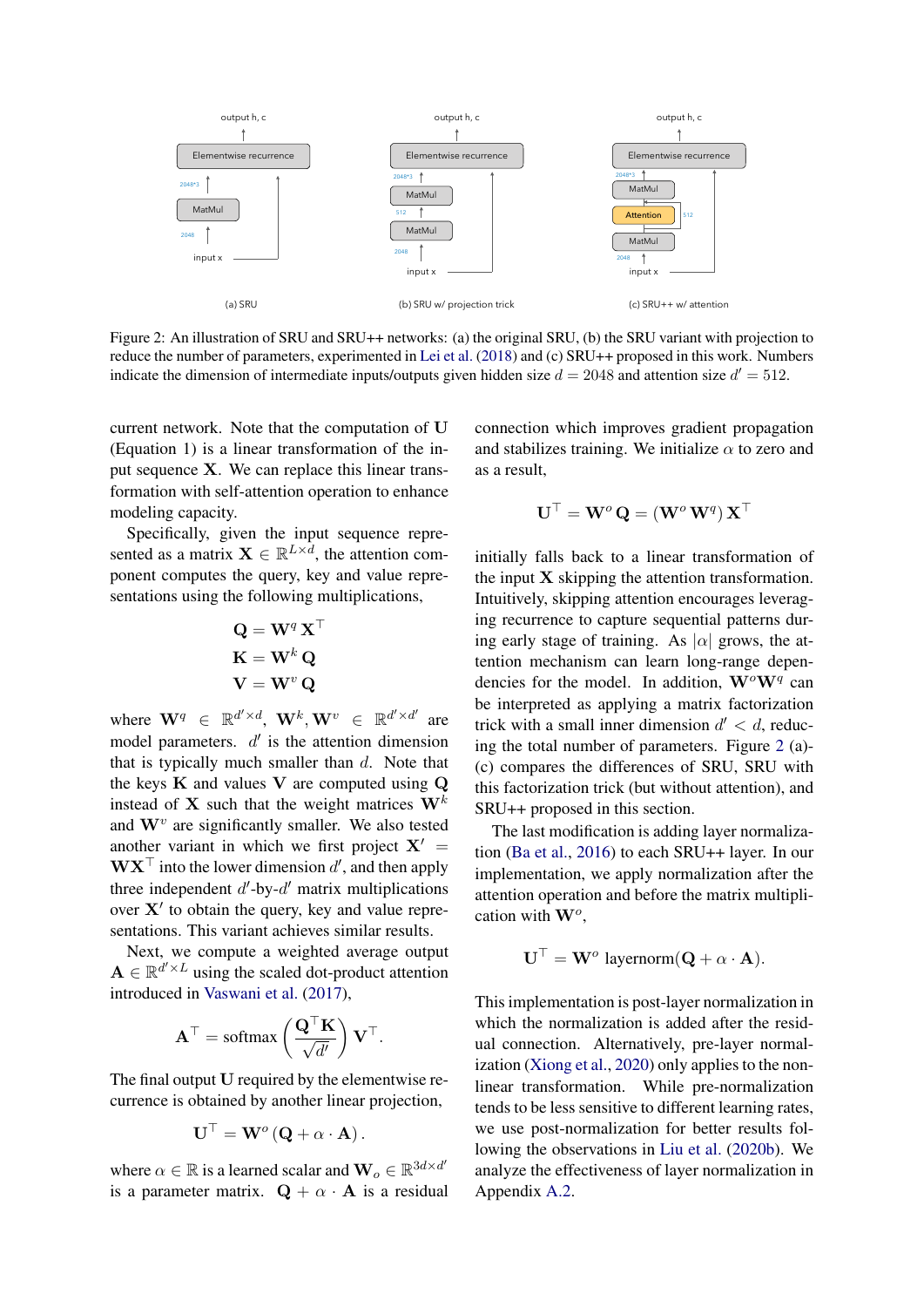Figure 2: An illustration of SRU and SRU++ networks: (a) the original SRU, (b) the SRU variant with projection to reduce the number of parameters, experimented in Lei et al. (2018) and (c) SRU++ proposed in this work. Numbers indicate the dimension of intermediate inputs/outputs given hidden size $d = 2048$ and attention size $d' = 512$.

current network. Note that the computation of $\mathbf{U}$ (Equation 1) is a linear transformation of the input sequence $\mathbf{X}$. We can replace this linear transformation with self-attention operation to enhance modeling capacity.

Specifically, given the input sequence represented as a matrix $\mathbf{X} \in \mathbb{R}^{L \times d}$, the attention component computes the query, key and value representations using the following multiplications,

$$\mathbf{Q} = \mathbf{W}^q \, \mathbf{X}^\top$$
$$\mathbf{K} = \mathbf{W}^k \, \mathbf{Q}$$
$$\mathbf{V} = \mathbf{W}^v \, \mathbf{Q}$$

where $\mathbf{W}^q \in \mathbb{R}^{d' \times d}$, $\mathbf{W}^k, \mathbf{W}^v \in \mathbb{R}^{d' \times d'}$ are model parameters. $d'$ is the attention dimension that is typically much smaller than $d$. Note that the keys $\mathbf{K}$ and values $\mathbf{V}$ are computed using $\mathbf{Q}$ instead of $\mathbf{X}$ such that the weight matrices $\mathbf{W}^k$ and $\mathbf{W}^v$ are significantly smaller. We also tested another variant in which we first project $\mathbf{X}' = \mathbf{W}\mathbf{X}^\top$ into the lower dimension $d'$, and then apply three independent $d'$-by-$d'$ matrix multiplications over $\mathbf{X}'$ to obtain the query, key and value representations. This variant achieves similar results.

Next, we compute a weighted average output $\mathbf{A} \in \mathbb{R}^{d' \times L}$ using the scaled dot-product attention introduced in Vaswani et al. (2017),

$$\mathbf{A}^\top = \text{softmax}\left(\frac{\mathbf{Q}^\top \mathbf{K}}{\sqrt{d'}}\right) \mathbf{V}^\top.$$

The final output $\mathbf{U}$ required by the elementwise recurrence is obtained by another linear projection,

$$\mathbf{U}^\top = \mathbf{W}^o \, (\mathbf{Q} + \alpha \cdot \mathbf{A}) \, .$$

where $\alpha \in \mathbb{R}$ is a learned scalar and $\mathbf{W}_o \in \mathbb{R}^{3d \times d'}$ is a parameter matrix. $\mathbf{Q} + \alpha \cdot \mathbf{A}$ is a residual connection which improves gradient propagation and stabilizes training. We initialize $\alpha$ to zero and as a result,

$$\mathbf{U}^\top = \mathbf{W}^o \, \mathbf{Q} = (\mathbf{W}^o \, \mathbf{W}^q) \, \mathbf{X}^\top$$

initially falls back to a linear transformation of the input $\mathbf{X}$ skipping the attention transformation. Intuitively, skipping attention encourages leveraging recurrence to capture sequential patterns during early stage of training. As $|\alpha|$ grows, the attention mechanism can learn long-range dependencies for the model. In addition, $\mathbf{W}^o\mathbf{W}^q$ can be interpreted as applying a matrix factorization trick with a small inner dimension $d' < d$, reducing the total number of parameters. Figure 2 (a)-(c) compares the differences of SRU, SRU with this factorization trick (but without attention), and SRU++ proposed in this section.

The last modification is adding layer normalization (Ba et al., 2016) to each SRU++ layer. In our implementation, we apply normalization after the attention operation and before the matrix multiplication with $\mathbf{W}^o$,

$$\mathbf{U}^\top = \mathbf{W}^o \text{ layernorm}(\mathbf{Q} + \alpha \cdot \mathbf{A}).$$

This implementation is post-layer normalization in which the normalization is added after the residual connection. Alternatively, pre-layer normalization (Xiong et al., 2020) only applies to the non-linear transformation. While pre-normalization tends to be less sensitive to different learning rates, we use post-normalization for better results following the observations in Liu et al. (2020b). We analyze the effectiveness of layer normalization in Appendix A.2.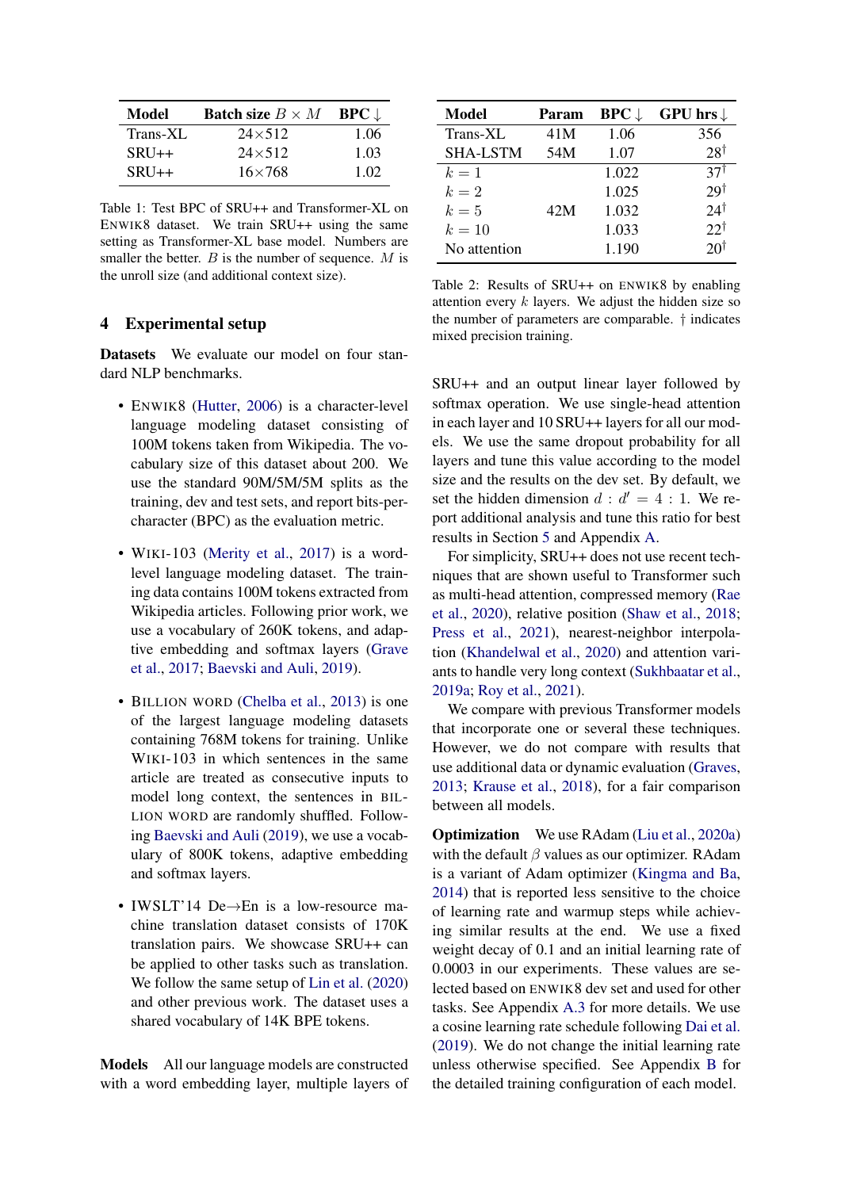| Model | Batch size $B \times M$ | BPC ↓ |
|---|---|---|
| Trans-XL | 24×512 | 1.06 |
| SRU++ | 24×512 | 1.03 |
| SRU++ | 16×768 | 1.02 |

Table 1: Test BPC of SRU++ and Transformer-XL on ENWIK8 dataset. We train SRU++ using the same setting as Transformer-XL base model. Numbers are smaller the better. $B$ is the number of sequence. $M$ is the unroll size (and additional context size).

## 4 Experimental setup

**Datasets** We evaluate our model on four standard NLP benchmarks.

- ENWIK8 (Hutter, 2006) is a character-level language modeling dataset consisting of 100M tokens taken from Wikipedia. The vocabulary size of this dataset about 200. We use the standard 90M/5M/5M splits as the training, dev and test sets, and report bits-per-character (BPC) as the evaluation metric.
- WIKI-103 (Merity et al., 2017) is a word-level language modeling dataset. The training data contains 100M tokens extracted from Wikipedia articles. Following prior work, we use a vocabulary of 260K tokens, and adaptive embedding and softmax layers (Grave et al., 2017; Baevski and Auli, 2019).
- BILLION WORD (Chelba et al., 2013) is one of the largest language modeling datasets containing 768M tokens for training. Unlike WIKI-103 in which sentences in the same article are treated as consecutive inputs to model long context, the sentences in BILLION WORD are randomly shuffled. Following Baevski and Auli (2019), we use a vocabulary of 800K tokens, adaptive embedding and softmax layers.
- IWSLT'14 De→En is a low-resource machine translation dataset consists of 170K translation pairs. We showcase SRU++ can be applied to other tasks such as translation. We follow the same setup of Lin et al. (2020) and other previous work. The dataset uses a shared vocabulary of 14K BPE tokens.

**Models** All our language models are constructed with a word embedding layer, multiple layers of SRU++ and an output linear layer followed by softmax operation. We use single-head attention in each layer and 10 SRU++ layers for all our models. We use the same dropout probability for all layers and tune this value according to the model size and the results on the dev set. By default, we set the hidden dimension $d : d' = 4 : 1$. We report additional analysis and tune this ratio for best results in Section 5 and Appendix A.

For simplicity, SRU++ does not use recent techniques that are shown useful to Transformer such as multi-head attention, compressed memory (Rae et al., 2020), relative position (Shaw et al., 2018; Press et al., 2021), nearest-neighbor interpolation (Khandelwal et al., 2020) and attention variants to handle very long context (Sukhbaatar et al., 2019a; Roy et al., 2021).

We compare with previous Transformer models that incorporate one or several these techniques. However, we do not compare with results that use additional data or dynamic evaluation (Graves, 2013; Krause et al., 2018), for a fair comparison between all models.

| Model | Param | BPC ↓ | GPU hrs ↓ |
|---|---|---|---|
| Trans-XL | 41M | 1.06 | 356 |
| SHA-LSTM | 54M | 1.07 | 28† |
| $k = 1$ | | 1.022 | 37† |
| $k = 2$ | | 1.025 | 29† |
| $k = 5$ | 42M | 1.032 | 24† |
| $k = 10$ | | 1.033 | 22† |
| No attention | | 1.190 | 20† |

Table 2: Results of SRU++ on ENWIK8 by enabling attention every $k$ layers. We adjust the hidden size so the number of parameters are comparable. † indicates mixed precision training.

**Optimization** We use RAdam (Liu et al., 2020a) with the default $\beta$ values as our optimizer. RAdam is a variant of Adam optimizer (Kingma and Ba, 2014) that is reported less sensitive to the choice of learning rate and warmup steps while achieving similar results at the end. We use a fixed weight decay of 0.1 and an initial learning rate of 0.0003 in our experiments. These values are selected based on ENWIK8 dev set and used for other tasks. See Appendix A.3 for more details. We use a cosine learning rate schedule following Dai et al. (2019). We do not change the initial learning rate unless otherwise specified. See Appendix B for the detailed training configuration of each model.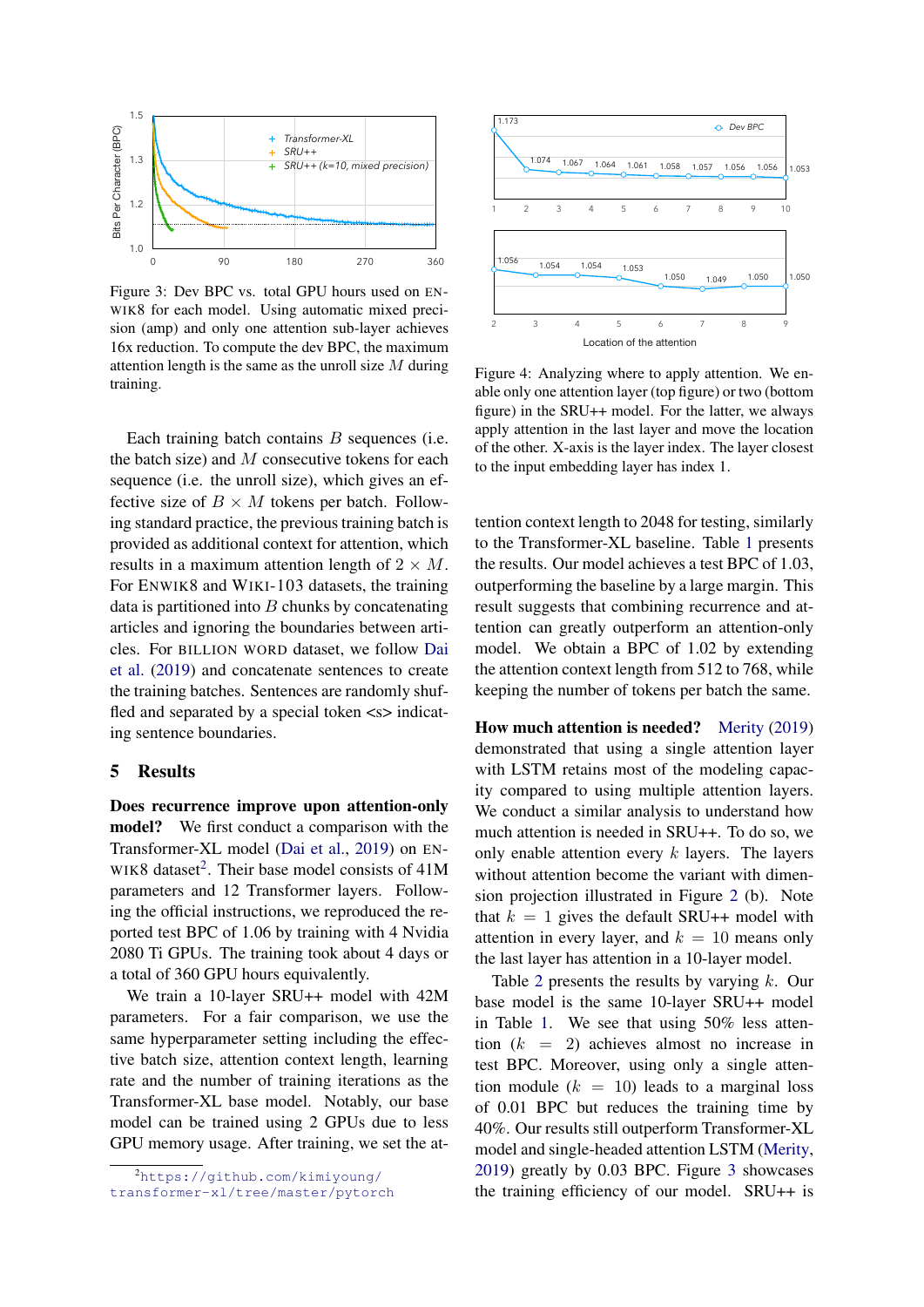Figure 3: Dev BPC vs. total GPU hours used on ENWIK8 for each model. Using automatic mixed precision (amp) and only one attention sub-layer achieves 16x reduction. To compute the dev BPC, the maximum attention length is the same as the unroll size $M$ during training.

Figure 4: Analyzing where to apply attention. We enable only one attention layer (top figure) or two (bottom figure) in the SRU++ model. For the latter, we always apply attention in the last layer and move the location of the other. X-axis is the layer index. The layer closest to the input embedding layer has index 1.

Each training batch contains $B$ sequences (i.e. the batch size) and $M$ consecutive tokens for each sequence (i.e. the unroll size), which gives an effective size of $B \times M$ tokens per batch. Following standard practice, the previous training batch is provided as additional context for attention, which results in a maximum attention length of $2 \times M$. For ENWIK8 and WIKI-103 datasets, the training data is partitioned into $B$ chunks by concatenating articles and ignoring the boundaries between articles. For BILLION WORD dataset, we follow Dai et al. (2019) and concatenate sentences to create the training batches. Sentences are randomly shuffled and separated by a special token <s> indicating sentence boundaries.

## 5 Results

**Does recurrence improve upon attention-only model?** We first conduct a comparison with the Transformer-XL model (Dai et al., 2019) on ENWIK8 dataset[2]. Their base model consists of 41M parameters and 12 Transformer layers. Following the official instructions, we reproduced the reported test BPC of 1.06 by training with 4 Nvidia 2080 Ti GPUs. The training took about 4 days or a total of 360 GPU hours equivalently.

We train a 10-layer SRU++ model with 42M parameters. For a fair comparison, we use the same hyperparameter setting including the effective batch size, attention context length, learning rate and the number of training iterations as the Transformer-XL base model. Notably, our base model can be trained using 2 GPUs due to less GPU memory usage. After training, we set the attention context length to 2048 for testing, similarly to the Transformer-XL baseline. Table 1 presents the results. Our model achieves a test BPC of 1.03, outperforming the baseline by a large margin. This result suggests that combining recurrence and attention can greatly outperform an attention-only model. We obtain a BPC of 1.02 by extending the attention context length from 512 to 768, while keeping the number of tokens per batch the same.

**How much attention is needed?** Merity (2019) demonstrated that using a single attention layer with LSTM retains most of the modeling capacity compared to using multiple attention layers. We conduct a similar analysis to understand how much attention is needed in SRU++. To do so, we only enable attention every $k$ layers. The layers without attention become the variant with dimension projection illustrated in Figure 2 (b). Note that $k = 1$ gives the default SRU++ model with attention in every layer, and $k = 10$ means only the last layer has attention in a 10-layer model.

Table 2 presents the results by varying $k$. Our base model is the same 10-layer SRU++ model in Table 1. We see that using 50% less attention ($k = 2$) achieves almost no increase in test BPC. Moreover, using only a single attention module ($k = 10$) leads to a marginal loss of 0.01 BPC but reduces the training time by 40%. Our results still outperform Transformer-XL model and single-headed attention LSTM (Merity, 2019) greatly by 0.03 BPC. Figure 3 showcases the training efficiency of our model. SRU++ is

[2] https://github.com/kimiyoung/transformer-xl/tree/master/pytorch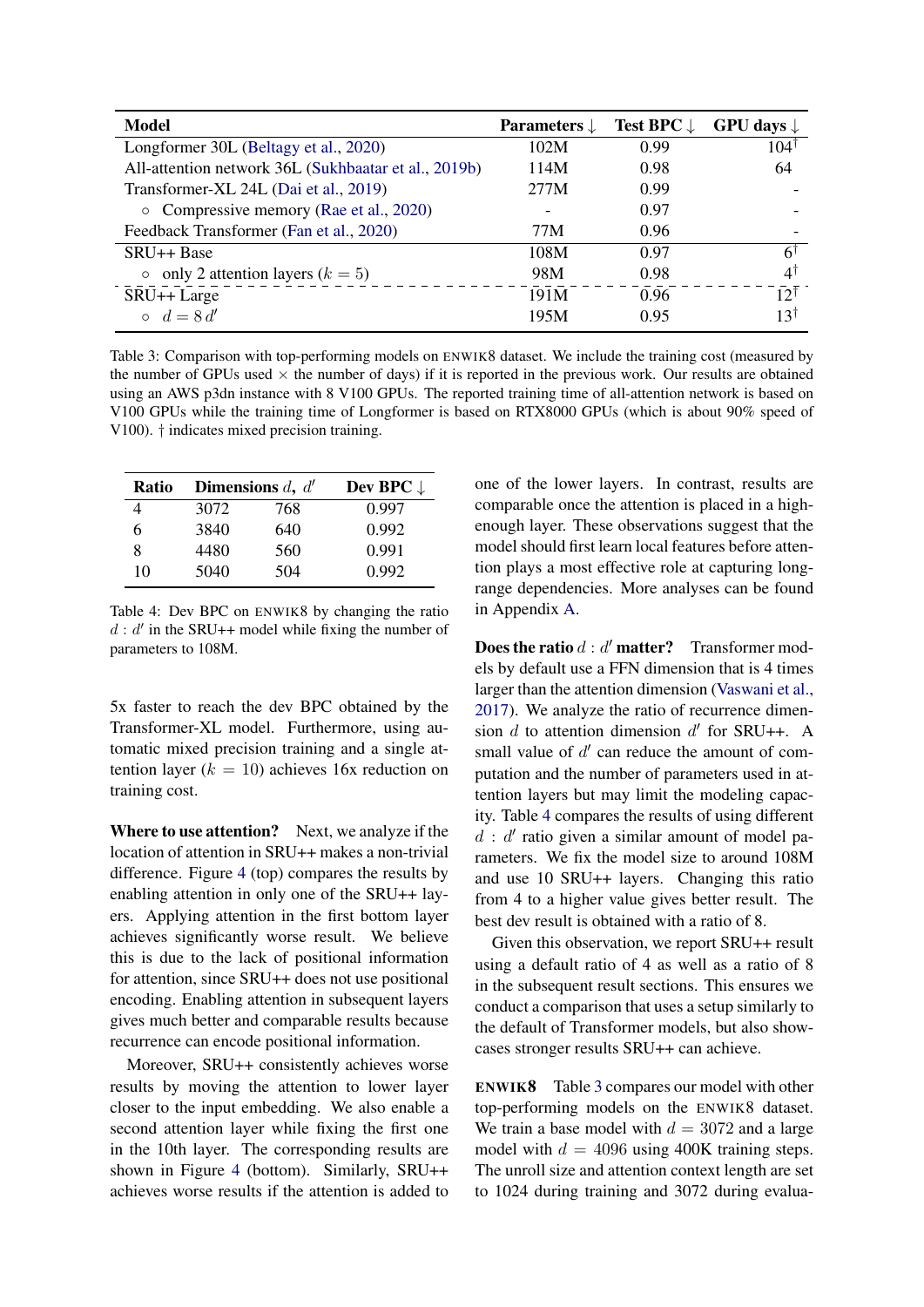| Model | Parameters ↓ | Test BPC ↓ | GPU days ↓ |
|---|---|---|---|
| Longformer 30L (Beltagy et al., 2020) | 102M | 0.99 | 104[†] |
| All-attention network 36L (Sukhbaatar et al., 2019b) | 114M | 0.98 | 64 |
| Transformer-XL 24L (Dai et al., 2019) | 277M | 0.99 | - |
| ◦ Compressive memory (Rae et al., 2020) | - | 0.97 | - |
| Feedback Transformer (Fan et al., 2020) | 77M | 0.96 | - |
| SRU++ Base | 108M | 0.97 | 6[†] |
| ◦ only 2 attention layers ($k = 5$) | 98M | 0.98 | 4[†] |
| SRU++ Large | 191M | 0.96 | 12[†] |
| ◦ $d = 8\,d'$ | 195M | 0.95 | 13[†] |

Table 3: Comparison with top-performing models on ENWIK8 dataset. We include the training cost (measured by the number of GPUs used × the number of days) if it is reported in the previous work. Our results are obtained using an AWS p3dn instance with 8 V100 GPUs. The reported training time of all-attention network is based on V100 GPUs while the training time of Longformer is based on RTX8000 GPUs (which is about 90% speed of V100). † indicates mixed precision training.

| Ratio | Dimensions $d$, $d'$ | | Dev BPC ↓ |
|---|---|---|---|
| 4 | 3072 | 768 | 0.997 |
| 6 | 3840 | 640 | 0.992 |
| 8 | 4480 | 560 | 0.991 |
| 10 | 5040 | 504 | 0.992 |

Table 4: Dev BPC on ENWIK8 by changing the ratio $d : d'$ in the SRU++ model while fixing the number of parameters to 108M.

5x faster to reach the dev BPC obtained by the Transformer-XL model. Furthermore, using automatic mixed precision training and a single attention layer ($k = 10$) achieves 16x reduction on training cost.

**Where to use attention?** Next, we analyze if the location of attention in SRU++ makes a non-trivial difference. Figure 4 (top) compares the results by enabling attention in only one of the SRU++ layers. Applying attention in the first bottom layer achieves significantly worse result. We believe this is due to the lack of positional information for attention, since SRU++ does not use positional encoding. Enabling attention in subsequent layers gives much better and comparable results because recurrence can encode positional information.

Moreover, SRU++ consistently achieves worse results by moving the attention to lower layer closer to the input embedding. We also enable a second attention layer while fixing the first one in the 10th layer. The corresponding results are shown in Figure 4 (bottom). Similarly, SRU++ achieves worse results if the attention is added to one of the lower layers. In contrast, results are comparable once the attention is placed in a high-enough layer. These observations suggest that the model should first learn local features before attention plays a most effective role at capturing long-range dependencies. More analyses can be found in Appendix A.

**Does the ratio $d : d'$ matter?** Transformer models by default use a FFN dimension that is 4 times larger than the attention dimension (Vaswani et al., 2017). We analyze the ratio of recurrence dimension $d$ to attention dimension $d'$ for SRU++. A small value of $d'$ can reduce the amount of computation and the number of parameters used in attention layers but may limit the modeling capacity. Table 4 compares the results of using different $d : d'$ ratio given a similar amount of model parameters. We fix the model size to around 108M and use 10 SRU++ layers. Changing this ratio from 4 to a higher value gives better result. The best dev result is obtained with a ratio of 8.

Given this observation, we report SRU++ result using a default ratio of 4 as well as a ratio of 8 in the subsequent result sections. This ensures we conduct a comparison that uses a setup similarly to the default of Transformer models, but also showcases stronger results SRU++ can achieve.

**ENWIK8** Table 3 compares our model with other top-performing models on the ENWIK8 dataset. We train a base model with $d = 3072$ and a large model with $d = 4096$ using 400K training steps. The unroll size and attention context length are set to 1024 during training and 3072 during evalua-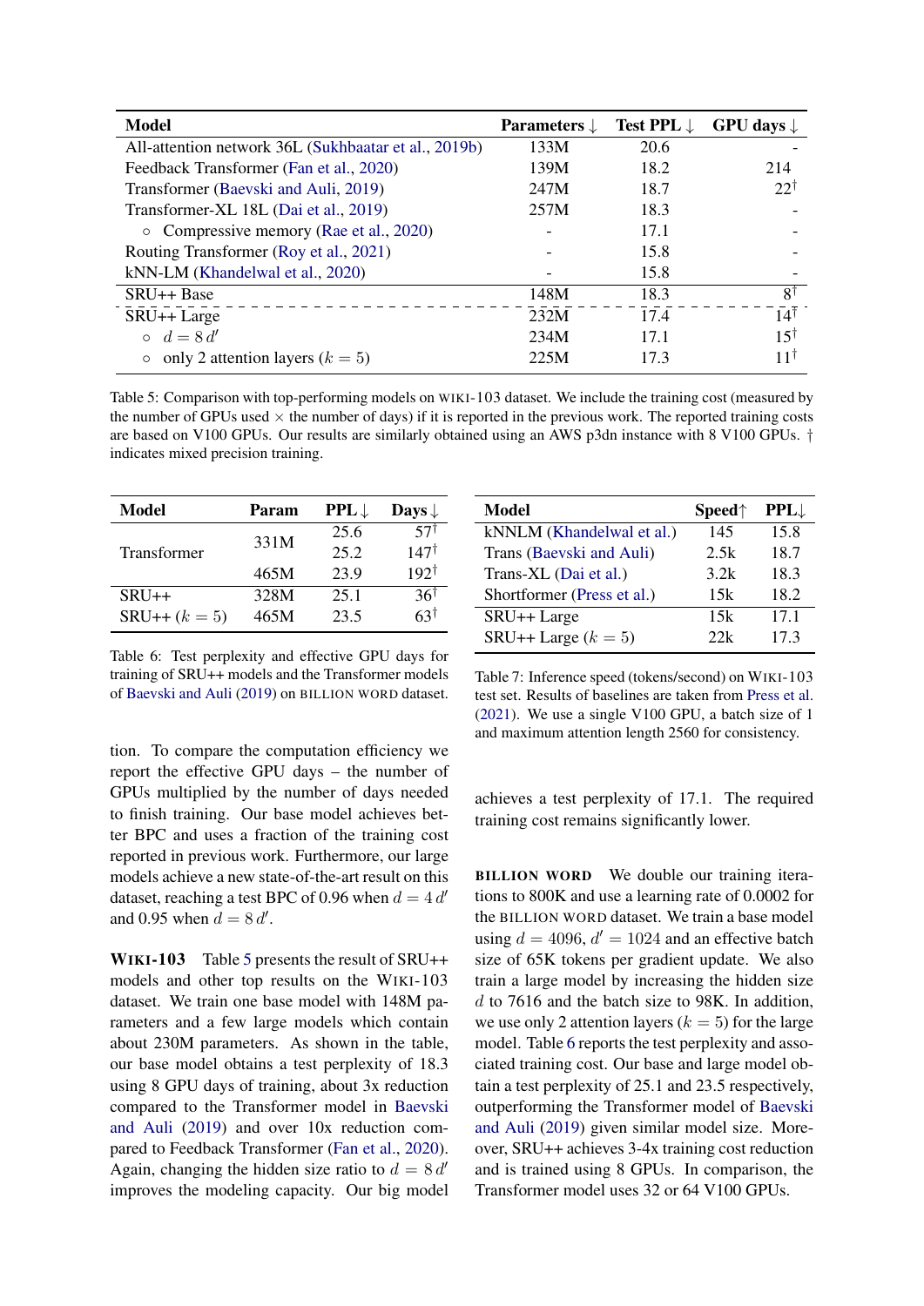| Model | Parameters ↓ | Test PPL ↓ | GPU days ↓ |
|---|---|---|---|
| All-attention network 36L (Sukhbaatar et al., 2019b) | 133M | 20.6 | - |
| Feedback Transformer (Fan et al., 2020) | 139M | 18.2 | 214 |
| Transformer (Baevski and Auli, 2019) | 247M | 18.7 | 22† |
| Transformer-XL 18L (Dai et al., 2019) | 257M | 18.3 | - |
| ◦ Compressive memory (Rae et al., 2020) | - | 17.1 | - |
| Routing Transformer (Roy et al., 2021) | - | 15.8 | - |
| kNN-LM (Khandelwal et al., 2020) | - | 15.8 | - |
| SRU++ Base | 148M | 18.3 | 8† |
| SRU++ Large | 232M | 17.4 | 14† |
| ◦ $d = 8\,d'$ | 234M | 17.1 | 15† |
| ◦ only 2 attention layers ($k = 5$) | 225M | 17.3 | 11† |

Table 5: Comparison with top-performing models on WIKI-103 dataset. We include the training cost (measured by the number of GPUs used × the number of days) if it is reported in the previous work. The reported training costs are based on V100 GPUs. Our results are similarly obtained using an AWS p3dn instance with 8 V100 GPUs. † indicates mixed precision training.

| Model | Param | PPL↓ | Days↓ |
|---|---|---|---|
| Transformer | 331M | 25.6 | 57† |
| | | 25.2 | 147† |
| | 465M | 23.9 | 192† |
| SRU++ | 328M | 25.1 | 36† |
| SRU++ ($k = 5$) | 465M | 23.5 | 63† |

Table 6: Test perplexity and effective GPU days for training of SRU++ models and the Transformer models of Baevski and Auli (2019) on BILLION WORD dataset.

| Model | Speed↑ | PPL↓ |
|---|---|---|
| kNNLM (Khandelwal et al.) | 145 | 15.8 |
| Trans (Baevski and Auli) | 2.5k | 18.7 |
| Trans-XL (Dai et al.) | 3.2k | 18.3 |
| Shortformer (Press et al.) | 15k | 18.2 |
| SRU++ Large | 15k | 17.1 |
| SRU++ Large ($k = 5$) | 22k | 17.3 |

Table 7: Inference speed (tokens/second) on WIKI-103 test set. Results of baselines are taken from Press et al. (2021). We use a single V100 GPU, a batch size of 1 and maximum attention length 2560 for consistency.

tion. To compare the computation efficiency we report the effective GPU days – the number of GPUs multiplied by the number of days needed to finish training. Our base model achieves better BPC and uses a fraction of the training cost reported in previous work. Furthermore, our large models achieve a new state-of-the-art result on this dataset, reaching a test BPC of 0.96 when $d = 4\,d'$ and 0.95 when $d = 8\,d'$.

**WIKI-103** Table 5 presents the result of SRU++ models and other top results on the WIKI-103 dataset. We train one base model with 148M parameters and a few large models which contain about 230M parameters. As shown in the table, our base model obtains a test perplexity of 18.3 using 8 GPU days of training, about 3x reduction compared to the Transformer model in Baevski and Auli (2019) and over 10x reduction compared to Feedback Transformer (Fan et al., 2020). Again, changing the hidden size ratio to $d = 8\,d'$ improves the modeling capacity. Our big model achieves a test perplexity of 17.1. The required training cost remains significantly lower.

**BILLION WORD** We double our training iterations to 800K and use a learning rate of 0.0002 for the BILLION WORD dataset. We train a base model using $d = 4096$, $d' = 1024$ and an effective batch size of 65K tokens per gradient update. We also train a large model by increasing the hidden size $d$ to 7616 and the batch size to 98K. In addition, we use only 2 attention layers ($k = 5$) for the large model. Table 6 reports the test perplexity and associated training cost. Our base and large model obtain a test perplexity of 25.1 and 23.5 respectively, outperforming the Transformer model of Baevski and Auli (2019) given similar model size. Moreover, SRU++ achieves 3-4x training cost reduction and is trained using 8 GPUs. In comparison, the Transformer model uses 32 or 64 V100 GPUs.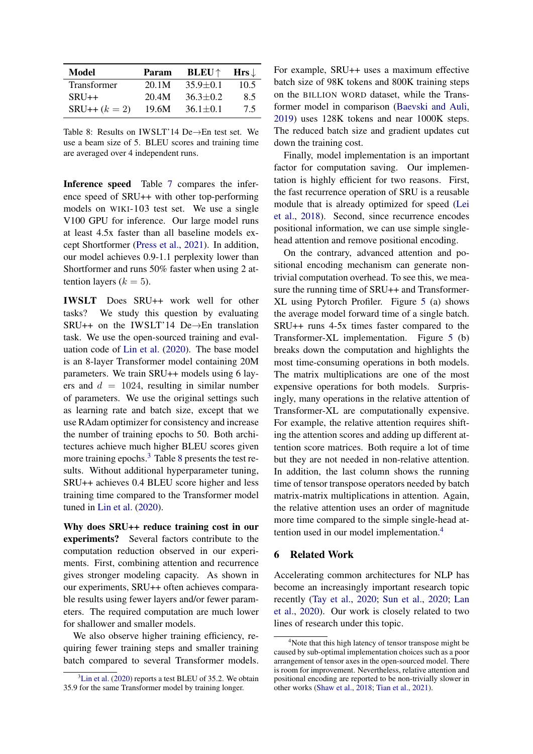| Model | Param | BLEU↑ | Hrs↓ |
| --- | --- | --- | --- |
| Transformer | 20.1M | 35.9±0.1 | 10.5 |
| SRU++ | 20.4M | 36.3±0.2 | 8.5 |
| SRU++ ($k = 2$) | 19.6M | 36.1±0.1 | 7.5 |

Table 8: Results on IWSLT'14 De→En test set. We use a beam size of 5. BLEU scores and training time are averaged over 4 independent runs.

**Inference speed** Table 7 compares the inference speed of SRU++ with other top-performing models on WIKI-103 test set. We use a single V100 GPU for inference. Our large model runs at least 4.5x faster than all baseline models except Shortformer (Press et al., 2021). In addition, our model achieves 0.9-1.1 perplexity lower than Shortformer and runs 50% faster when using 2 attention layers ($k = 5$).

**IWSLT** Does SRU++ work well for other tasks? We study this question by evaluating SRU++ on the IWSLT'14 De→En translation task. We use the open-sourced training and evaluation code of Lin et al. (2020). The base model is an 8-layer Transformer model containing 20M parameters. We train SRU++ models using 6 layers and $d = 1024$, resulting in similar number of parameters. We use the original settings such as learning rate and batch size, except that we use RAdam optimizer for consistency and increase the number of training epochs to 50. Both architectures achieve much higher BLEU scores given more training epochs.[3] Table 8 presents the test results. Without additional hyperparameter tuning, SRU++ achieves 0.4 BLEU score higher and less training time compared to the Transformer model tuned in Lin et al. (2020).

**Why does SRU++ reduce training cost in our experiments?** Several factors contribute to the computation reduction observed in our experiments. First, combining attention and recurrence gives stronger modeling capacity. As shown in our experiments, SRU++ often achieves comparable results using fewer layers and/or fewer parameters. The required computation are much lower for shallower and smaller models.

We also observe higher training efficiency, requiring fewer training steps and smaller training batch compared to several Transformer models. For example, SRU++ uses a maximum effective batch size of 98K tokens and 800K training steps on the BILLION WORD dataset, while the Transformer model in comparison (Baevski and Auli, 2019) uses 128K tokens and near 1000K steps. The reduced batch size and gradient updates cut down the training cost.

Finally, model implementation is an important factor for computation saving. Our implementation is highly efficient for two reasons. First, the fast recurrence operation of SRU is a reusable module that is already optimized for speed (Lei et al., 2018). Second, since recurrence encodes positional information, we can use simple single-head attention and remove positional encoding.

On the contrary, advanced attention and positional encoding mechanism can generate non-trivial computation overhead. To see this, we measure the running time of SRU++ and Transformer-XL using Pytorch Profiler. Figure 5 (a) shows the average model forward time of a single batch. SRU++ runs 4-5x times faster compared to the Transformer-XL implementation. Figure 5 (b) breaks down the computation and highlights the most time-consuming operations in both models. The matrix multiplications are one of the most expensive operations for both models. Surprisingly, many operations in the relative attention of Transformer-XL are computationally expensive. For example, the relative attention requires shifting the attention scores and adding up different attention score matrices. Both require a lot of time but they are not needed in non-relative attention. In addition, the last column shows the running time of tensor transpose operators needed by batch matrix-matrix multiplications in attention. Again, the relative attention uses an order of magnitude more time compared to the simple single-head attention used in our model implementation.[4]

## 6 Related Work

Accelerating common architectures for NLP has become an increasingly important research topic recently (Tay et al., 2020; Sun et al., 2020; Lan et al., 2020). Our work is closely related to two lines of research under this topic.

[3] Lin et al. (2020) reports a test BLEU of 35.2. We obtain 35.9 for the same Transformer model by training longer.

[4] Note that this high latency of tensor transpose might be caused by sub-optimal implementation choices such as a poor arrangement of tensor axes in the open-sourced model. There is room for improvement. Nevertheless, relative attention and positional encoding are reported to be non-trivially slower in other works (Shaw et al., 2018; Tian et al., 2021).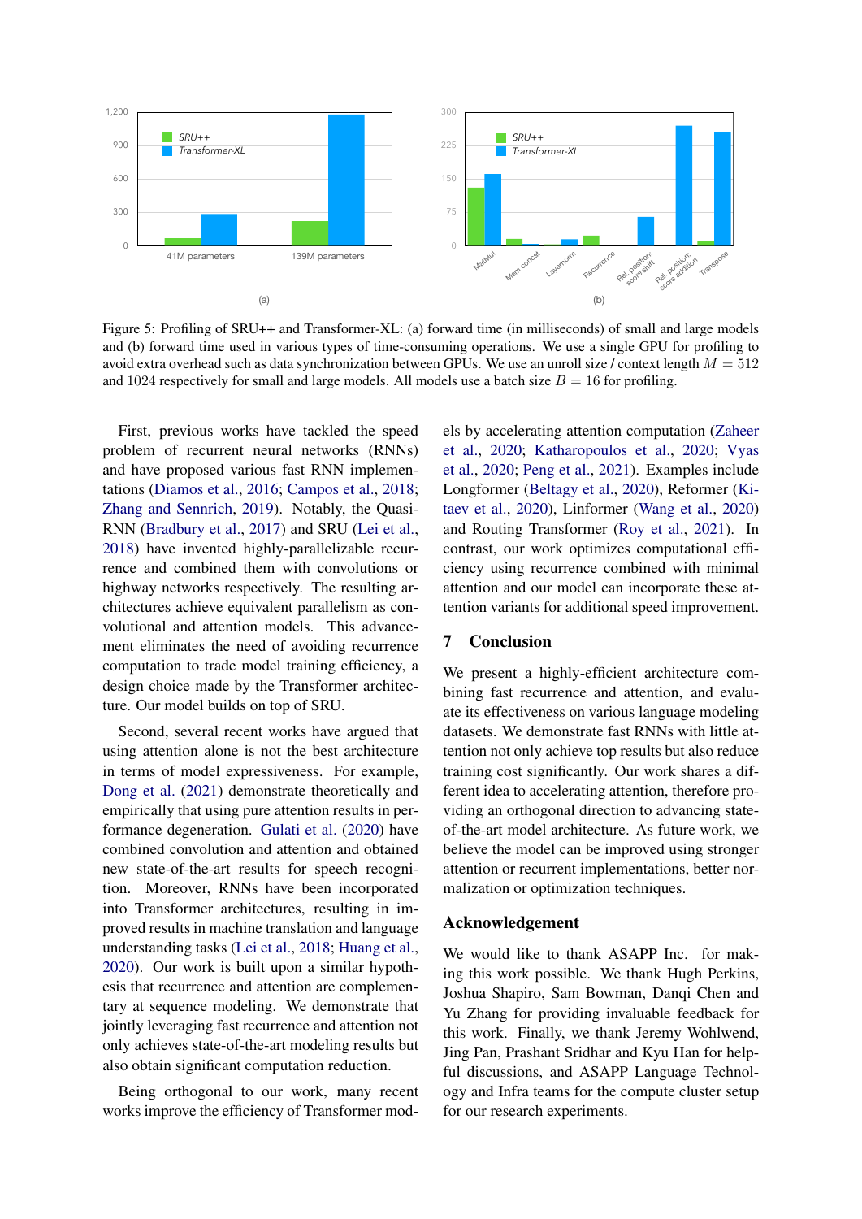Figure 5: Profiling of SRU++ and Transformer-XL: (a) forward time (in milliseconds) of small and large models and (b) forward time used in various types of time-consuming operations. We use a single GPU for profiling to avoid extra overhead such as data synchronization between GPUs. We use an unroll size / context length $M = 512$ and 1024 respectively for small and large models. All models use a batch size $B = 16$ for profiling.

First, previous works have tackled the speed problem of recurrent neural networks (RNNs) and have proposed various fast RNN implementations (Diamos et al., 2016; Campos et al., 2018; Zhang and Sennrich, 2019). Notably, the Quasi-RNN (Bradbury et al., 2017) and SRU (Lei et al., 2018) have invented highly-parallelizable recurrence and combined them with convolutions or highway networks respectively. The resulting architectures achieve equivalent parallelism as convolutional and attention models. This advancement eliminates the need of avoiding recurrence computation to trade model training efficiency, a design choice made by the Transformer architecture. Our model builds on top of SRU.

Second, several recent works have argued that using attention alone is not the best architecture in terms of model expressiveness. For example, Dong et al. (2021) demonstrate theoretically and empirically that using pure attention results in performance degeneration. Gulati et al. (2020) have combined convolution and attention and obtained new state-of-the-art results for speech recognition. Moreover, RNNs have been incorporated into Transformer architectures, resulting in improved results in machine translation and language understanding tasks (Lei et al., 2018; Huang et al., 2020). Our work is built upon a similar hypothesis that recurrence and attention are complementary at sequence modeling. We demonstrate that jointly leveraging fast recurrence and attention not only achieves state-of-the-art modeling results but also obtain significant computation reduction.

Being orthogonal to our work, many recent works improve the efficiency of Transformer models by accelerating attention computation (Zaheer et al., 2020; Katharopoulos et al., 2020; Vyas et al., 2020; Peng et al., 2021). Examples include Longformer (Beltagy et al., 2020), Reformer (Kitaev et al., 2020), Linformer (Wang et al., 2020) and Routing Transformer (Roy et al., 2021). In contrast, our work optimizes computational efficiency using recurrence combined with minimal attention and our model can incorporate these attention variants for additional speed improvement.

## 7 Conclusion

We present a highly-efficient architecture combining fast recurrence and attention, and evaluate its effectiveness on various language modeling datasets. We demonstrate fast RNNs with little attention not only achieve top results but also reduce training cost significantly. Our work shares a different idea to accelerating attention, therefore providing an orthogonal direction to advancing state-of-the-art model architecture. As future work, we believe the model can be improved using stronger attention or recurrent implementations, better normalization or optimization techniques.

## Acknowledgement

We would like to thank ASAPP Inc. for making this work possible. We thank Hugh Perkins, Joshua Shapiro, Sam Bowman, Danqi Chen and Yu Zhang for providing invaluable feedback for this work. Finally, we thank Jeremy Wohlwend, Jing Pan, Prashant Sridhar and Kyu Han for helpful discussions, and ASAPP Language Technology and Infra teams for the compute cluster setup for our research experiments.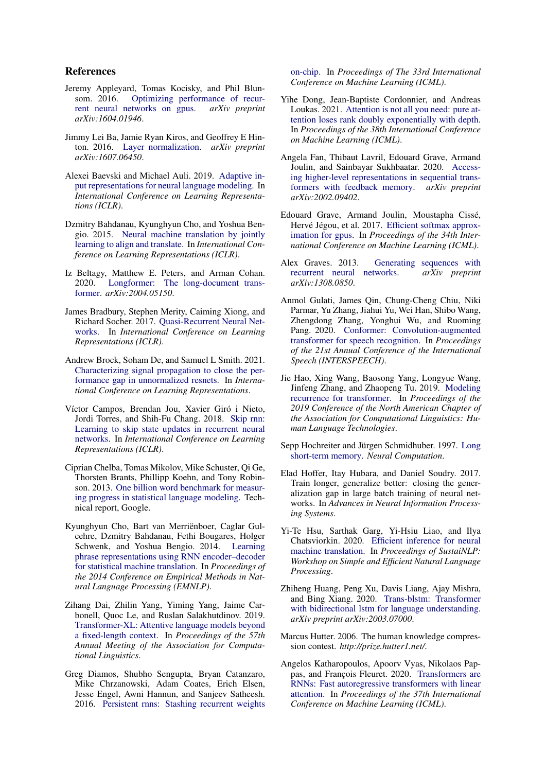## References

Jeremy Appleyard, Tomas Kocisky, and Phil Blunsom. 2016. Optimizing performance of recurrent neural networks on gpus. *arXiv preprint arXiv:1604.01946*.

Jimmy Lei Ba, Jamie Ryan Kiros, and Geoffrey E Hinton. 2016. Layer normalization. *arXiv preprint arXiv:1607.06450*.

Alexei Baevski and Michael Auli. 2019. Adaptive input representations for neural language modeling. In *International Conference on Learning Representations (ICLR)*.

Dzmitry Bahdanau, Kyunghyun Cho, and Yoshua Bengio. 2015. Neural machine translation by jointly learning to align and translate. In *International Conference on Learning Representations (ICLR)*.

Iz Beltagy, Matthew E. Peters, and Arman Cohan. 2020. Longformer: The long-document transformer. *arXiv:2004.05150*.

James Bradbury, Stephen Merity, Caiming Xiong, and Richard Socher. 2017. Quasi-Recurrent Neural Networks. In *International Conference on Learning Representations (ICLR)*.

Andrew Brock, Soham De, and Samuel L Smith. 2021. Characterizing signal propagation to close the performance gap in unnormalized resnets. In *International Conference on Learning Representations*.

Víctor Campos, Brendan Jou, Xavier Giró i Nieto, Jordi Torres, and Shih-Fu Chang. 2018. Skip rnn: Learning to skip state updates in recurrent neural networks. In *International Conference on Learning Representations (ICLR)*.

Ciprian Chelba, Tomas Mikolov, Mike Schuster, Qi Ge, Thorsten Brants, Phillipp Koehn, and Tony Robinson. 2013. One billion word benchmark for measuring progress in statistical language modeling. Technical report, Google.

Kyunghyun Cho, Bart van Merriënboer, Caglar Gulcehre, Dzmitry Bahdanau, Fethi Bougares, Holger Schwenk, and Yoshua Bengio. 2014. Learning phrase representations using RNN encoder–decoder for statistical machine translation. In *Proceedings of the 2014 Conference on Empirical Methods in Natural Language Processing (EMNLP)*.

Zihang Dai, Zhilin Yang, Yiming Yang, Jaime Carbonell, Quoc Le, and Ruslan Salakhutdinov. 2019. Transformer-XL: Attentive language models beyond a fixed-length context. In *Proceedings of the 57th Annual Meeting of the Association for Computational Linguistics*.

Greg Diamos, Shubho Sengupta, Bryan Catanzaro, Mike Chrzanowski, Adam Coates, Erich Elsen, Jesse Engel, Awni Hannun, and Sanjeev Satheesh. 2016. Persistent rnns: Stashing recurrent weights on-chip. In *Proceedings of The 33rd International Conference on Machine Learning (ICML)*.

Yihe Dong, Jean-Baptiste Cordonnier, and Andreas Loukas. 2021. Attention is not all you need: pure attention loses rank doubly exponentially with depth. In *Proceedings of the 38th International Conference on Machine Learning (ICML)*.

Angela Fan, Thibaut Lavril, Edouard Grave, Armand Joulin, and Sainbayar Sukhbaatar. 2020. Accessing higher-level representations in sequential transformers with feedback memory. *arXiv preprint arXiv:2002.09402*.

Edouard Grave, Armand Joulin, Moustapha Cissé, Hervé Jégou, et al. 2017. Efficient softmax approximation for gpus. In *Proceedings of the 34th International Conference on Machine Learning (ICML)*.

Alex Graves. 2013. Generating sequences with recurrent neural networks. *arXiv preprint arXiv:1308.0850*.

Anmol Gulati, James Qin, Chung-Cheng Chiu, Niki Parmar, Yu Zhang, Jiahui Yu, Wei Han, Shibo Wang, Zhengdong Zhang, Yonghui Wu, and Ruoming Pang. 2020. Conformer: Convolution-augmented transformer for speech recognition. In *Proceedings of the 21st Annual Conference of the International Speech (INTERSPEECH)*.

Jie Hao, Xing Wang, Baosong Yang, Longyue Wang, Jinfeng Zhang, and Zhaopeng Tu. 2019. Modeling recurrence for transformer. In *Proceedings of the 2019 Conference of the North American Chapter of the Association for Computational Linguistics: Human Language Technologies*.

Sepp Hochreiter and Jürgen Schmidhuber. 1997. Long short-term memory. *Neural Computation*.

Elad Hoffer, Itay Hubara, and Daniel Soudry. 2017. Train longer, generalize better: closing the generalization gap in large batch training of neural networks. In *Advances in Neural Information Processing Systems*.

Yi-Te Hsu, Sarthak Garg, Yi-Hsiu Liao, and Ilya Chatsviorkin. 2020. Efficient inference for neural machine translation. In *Proceedings of SustaiNLP: Workshop on Simple and Efficient Natural Language Processing*.

Zhiheng Huang, Peng Xu, Davis Liang, Ajay Mishra, and Bing Xiang. 2020. Trans-blstm: Transformer with bidirectional lstm for language understanding. *arXiv preprint arXiv:2003.07000*.

Marcus Hutter. 2006. The human knowledge compression contest. *http://prize.hutter1.net/*.

Angelos Katharopoulos, Apoorv Vyas, Nikolaos Pappas, and François Fleuret. 2020. Transformers are RNNs: Fast autoregressive transformers with linear attention. In *Proceedings of the 37th International Conference on Machine Learning (ICML)*.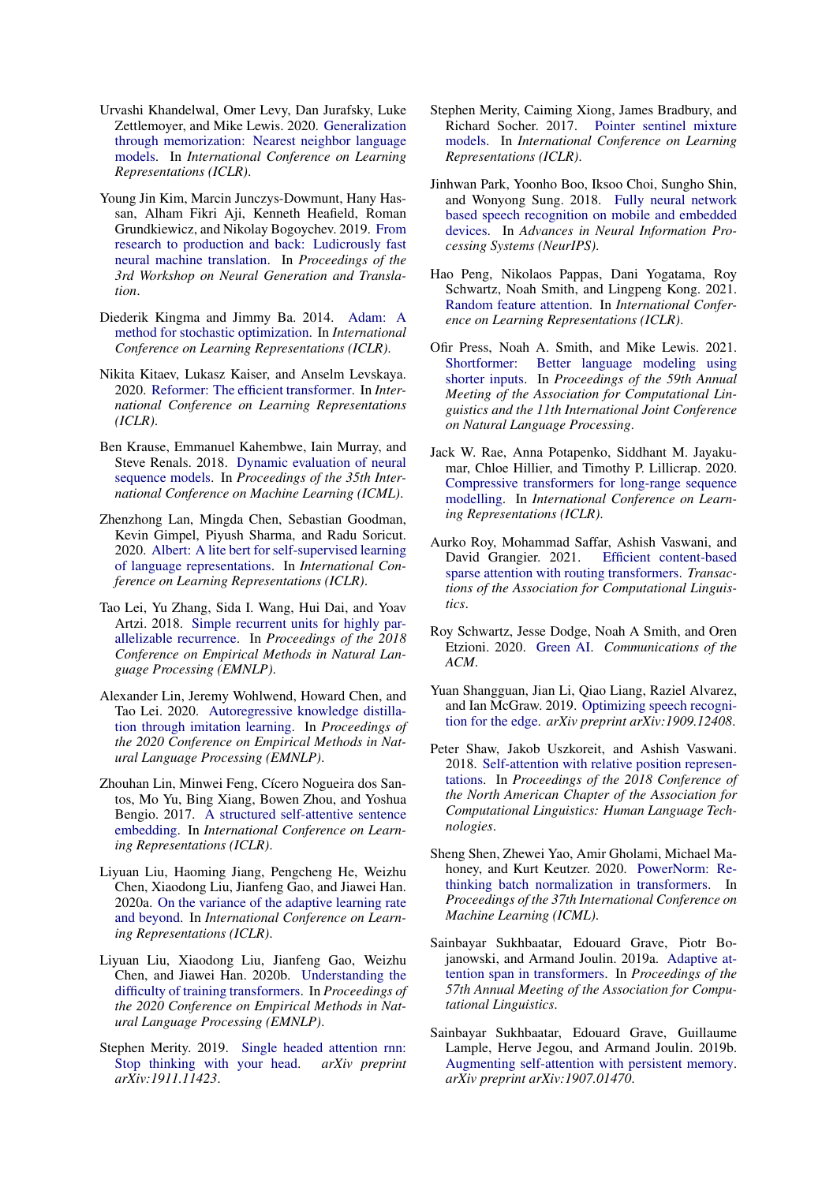Urvashi Khandelwal, Omer Levy, Dan Jurafsky, Luke Zettlemoyer, and Mike Lewis. 2020. Generalization through memorization: Nearest neighbor language models. In *International Conference on Learning Representations (ICLR)*.

Young Jin Kim, Marcin Junczys-Dowmunt, Hany Hassan, Alham Fikri Aji, Kenneth Heafield, Roman Grundkiewicz, and Nikolay Bogoychev. 2019. From research to production and back: Ludicrously fast neural machine translation. In *Proceedings of the 3rd Workshop on Neural Generation and Translation*.

Diederik Kingma and Jimmy Ba. 2014. Adam: A method for stochastic optimization. In *International Conference on Learning Representations (ICLR)*.

Nikita Kitaev, Lukasz Kaiser, and Anselm Levskaya. 2020. Reformer: The efficient transformer. In *International Conference on Learning Representations (ICLR)*.

Ben Krause, Emmanuel Kahembwe, Iain Murray, and Steve Renals. 2018. Dynamic evaluation of neural sequence models. In *Proceedings of the 35th International Conference on Machine Learning (ICML)*.

Zhenzhong Lan, Mingda Chen, Sebastian Goodman, Kevin Gimpel, Piyush Sharma, and Radu Soricut. 2020. Albert: A lite bert for self-supervised learning of language representations. In *International Conference on Learning Representations (ICLR)*.

Tao Lei, Yu Zhang, Sida I. Wang, Hui Dai, and Yoav Artzi. 2018. Simple recurrent units for highly parallelizable recurrence. In *Proceedings of the 2018 Conference on Empirical Methods in Natural Language Processing (EMNLP)*.

Alexander Lin, Jeremy Wohlwend, Howard Chen, and Tao Lei. 2020. Autoregressive knowledge distillation through imitation learning. In *Proceedings of the 2020 Conference on Empirical Methods in Natural Language Processing (EMNLP)*.

Zhouhan Lin, Minwei Feng, Cícero Nogueira dos Santos, Mo Yu, Bing Xiang, Bowen Zhou, and Yoshua Bengio. 2017. A structured self-attentive sentence embedding. In *International Conference on Learning Representations (ICLR)*.

Liyuan Liu, Haoming Jiang, Pengcheng He, Weizhu Chen, Xiaodong Liu, Jianfeng Gao, and Jiawei Han. 2020a. On the variance of the adaptive learning rate and beyond. In *International Conference on Learning Representations (ICLR)*.

Liyuan Liu, Xiaodong Liu, Jianfeng Gao, Weizhu Chen, and Jiawei Han. 2020b. Understanding the difficulty of training transformers. In *Proceedings of the 2020 Conference on Empirical Methods in Natural Language Processing (EMNLP)*.

Stephen Merity. 2019. Single headed attention rnn: Stop thinking with your head. *arXiv preprint arXiv:1911.11423*.

Stephen Merity, Caiming Xiong, James Bradbury, and Richard Socher. 2017. Pointer sentinel mixture models. In *International Conference on Learning Representations (ICLR)*.

Jinhwan Park, Yoonho Boo, Iksoo Choi, Sungho Shin, and Wonyong Sung. 2018. Fully neural network based speech recognition on mobile and embedded devices. In *Advances in Neural Information Processing Systems (NeurIPS)*.

Hao Peng, Nikolaos Pappas, Dani Yogatama, Roy Schwartz, Noah Smith, and Lingpeng Kong. 2021. Random feature attention. In *International Conference on Learning Representations (ICLR)*.

Ofir Press, Noah A. Smith, and Mike Lewis. 2021. Shortformer: Better language modeling using shorter inputs. In *Proceedings of the 59th Annual Meeting of the Association for Computational Linguistics and the 11th International Joint Conference on Natural Language Processing*.

Jack W. Rae, Anna Potapenko, Siddhant M. Jayakumar, Chloe Hillier, and Timothy P. Lillicrap. 2020. Compressive transformers for long-range sequence modelling. In *International Conference on Learning Representations (ICLR)*.

Aurko Roy, Mohammad Saffar, Ashish Vaswani, and David Grangier. 2021. Efficient content-based sparse attention with routing transformers. *Transactions of the Association for Computational Linguistics*.

Roy Schwartz, Jesse Dodge, Noah A Smith, and Oren Etzioni. 2020. Green AI. *Communications of the ACM*.

Yuan Shangguan, Jian Li, Qiao Liang, Raziel Alvarez, and Ian McGraw. 2019. Optimizing speech recognition for the edge. *arXiv preprint arXiv:1909.12408*.

Peter Shaw, Jakob Uszkoreit, and Ashish Vaswani. 2018. Self-attention with relative position representations. In *Proceedings of the 2018 Conference of the North American Chapter of the Association for Computational Linguistics: Human Language Technologies*.

Sheng Shen, Zhewei Yao, Amir Gholami, Michael Mahoney, and Kurt Keutzer. 2020. PowerNorm: Rethinking batch normalization in transformers. In *Proceedings of the 37th International Conference on Machine Learning (ICML)*.

Sainbayar Sukhbaatar, Edouard Grave, Piotr Bojanowski, and Armand Joulin. 2019a. Adaptive attention span in transformers. In *Proceedings of the 57th Annual Meeting of the Association for Computational Linguistics*.

Sainbayar Sukhbaatar, Edouard Grave, Guillaume Lample, Herve Jegou, and Armand Joulin. 2019b. Augmenting self-attention with persistent memory. *arXiv preprint arXiv:1907.01470*.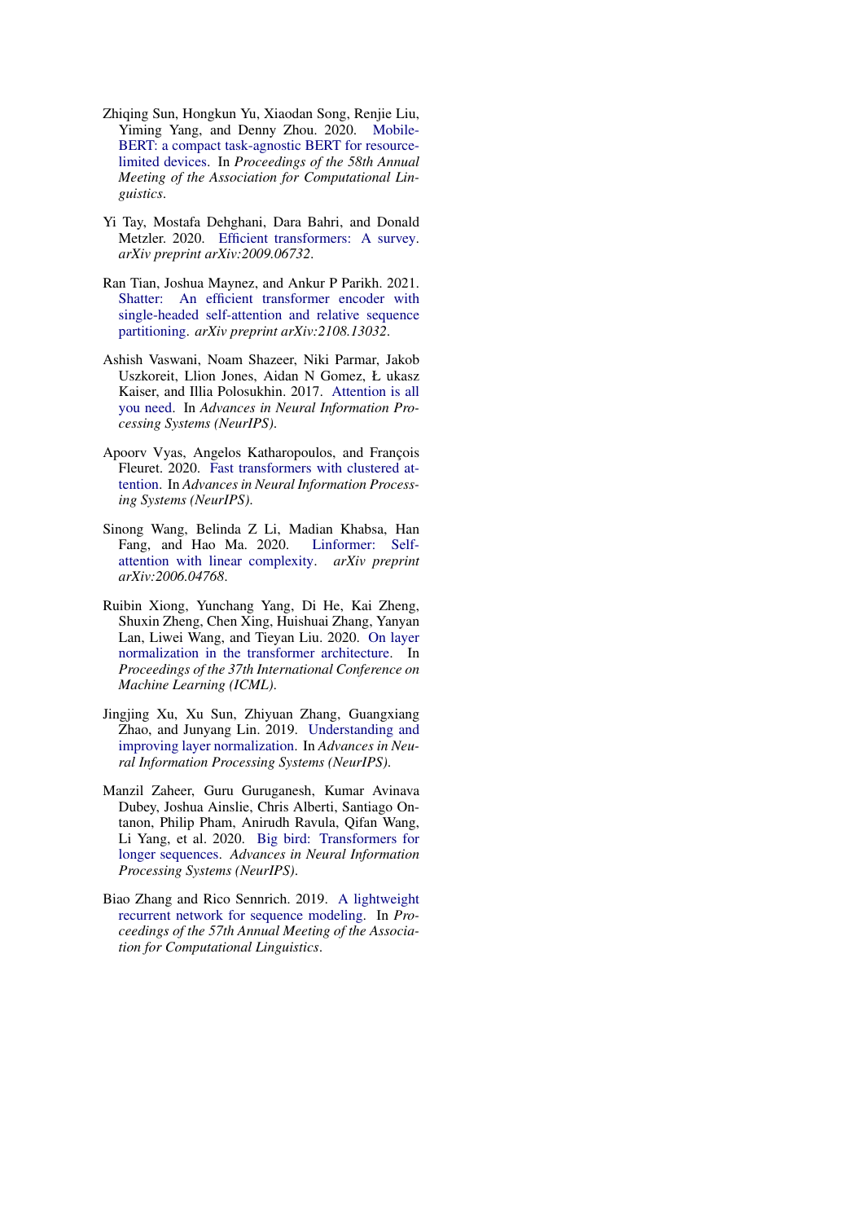Zhiqing Sun, Hongkun Yu, Xiaodan Song, Renjie Liu, Yiming Yang, and Denny Zhou. 2020. MobileBERT: a compact task-agnostic BERT for resource-limited devices. In *Proceedings of the 58th Annual Meeting of the Association for Computational Linguistics*.

Yi Tay, Mostafa Dehghani, Dara Bahri, and Donald Metzler. 2020. Efficient transformers: A survey. *arXiv preprint arXiv:2009.06732*.

Ran Tian, Joshua Maynez, and Ankur P Parikh. 2021. Shatter: An efficient transformer encoder with single-headed self-attention and relative sequence partitioning. *arXiv preprint arXiv:2108.13032*.

Ashish Vaswani, Noam Shazeer, Niki Parmar, Jakob Uszkoreit, Llion Jones, Aidan N Gomez, Ł ukasz Kaiser, and Illia Polosukhin. 2017. Attention is all you need. In *Advances in Neural Information Processing Systems (NeurIPS)*.

Apoorv Vyas, Angelos Katharopoulos, and François Fleuret. 2020. Fast transformers with clustered attention. In *Advances in Neural Information Processing Systems (NeurIPS)*.

Sinong Wang, Belinda Z Li, Madian Khabsa, Han Fang, and Hao Ma. 2020. Linformer: Self-attention with linear complexity. *arXiv preprint arXiv:2006.04768*.

Ruibin Xiong, Yunchang Yang, Di He, Kai Zheng, Shuxin Zheng, Chen Xing, Huishuai Zhang, Yanyan Lan, Liwei Wang, and Tieyan Liu. 2020. On layer normalization in the transformer architecture. In *Proceedings of the 37th International Conference on Machine Learning (ICML)*.

Jingjing Xu, Xu Sun, Zhiyuan Zhang, Guangxiang Zhao, and Junyang Lin. 2019. Understanding and improving layer normalization. In *Advances in Neural Information Processing Systems (NeurIPS)*.

Manzil Zaheer, Guru Guruganesh, Kumar Avinava Dubey, Joshua Ainslie, Chris Alberti, Santiago Ontanon, Philip Pham, Anirudh Ravula, Qifan Wang, Li Yang, et al. 2020. Big bird: Transformers for longer sequences. *Advances in Neural Information Processing Systems (NeurIPS)*.

Biao Zhang and Rico Sennrich. 2019. A lightweight recurrent network for sequence modeling. In *Proceedings of the 57th Annual Meeting of the Association for Computational Linguistics*.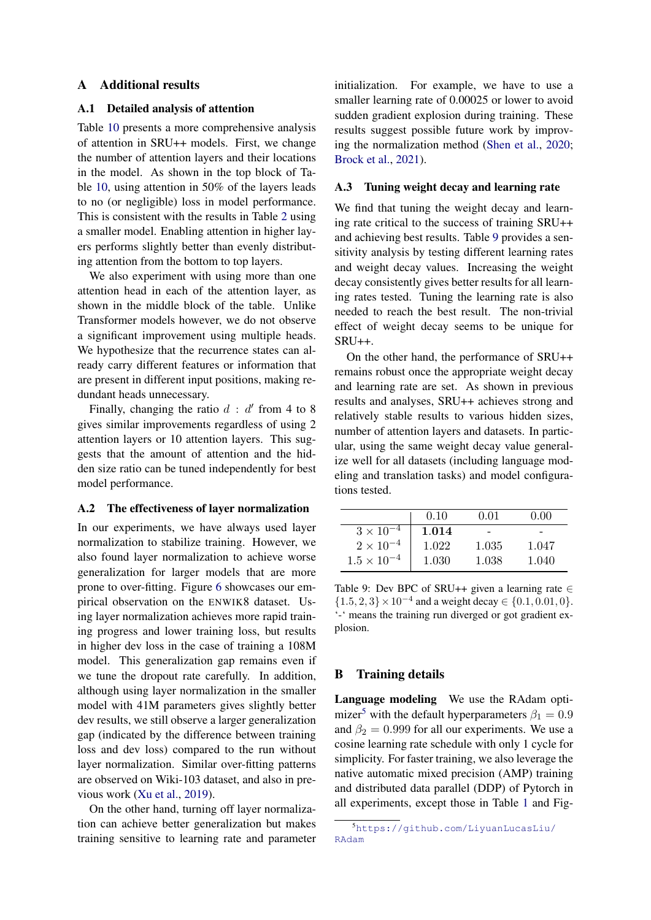# A Additional results

## A.1 Detailed analysis of attention

Table 10 presents a more comprehensive analysis of attention in SRU++ models. First, we change the number of attention layers and their locations in the model. As shown in the top block of Table 10, using attention in 50% of the layers leads to no (or negligible) loss in model performance. This is consistent with the results in Table 2 using a smaller model. Enabling attention in higher layers performs slightly better than evenly distributing attention from the bottom to top layers.

We also experiment with using more than one attention head in each of the attention layer, as shown in the middle block of the table. Unlike Transformer models however, we do not observe a significant improvement using multiple heads. We hypothesize that the recurrence states can already carry different features or information that are present in different input positions, making redundant heads unnecessary.

Finally, changing the ratio $d : d'$ from 4 to 8 gives similar improvements regardless of using 2 attention layers or 10 attention layers. This suggests that the amount of attention and the hidden size ratio can be tuned independently for best model performance.

## A.2 The effectiveness of layer normalization

In our experiments, we have always used layer normalization to stabilize training. However, we also found layer normalization to achieve worse generalization for larger models that are more prone to over-fitting. Figure 6 showcases our empirical observation on the ENWIK8 dataset. Using layer normalization achieves more rapid training progress and lower training loss, but results in higher dev loss in the case of training a 108M model. This generalization gap remains even if we tune the dropout rate carefully. In addition, although using layer normalization in the smaller model with 41M parameters gives slightly better dev results, we still observe a larger generalization gap (indicated by the difference between training loss and dev loss) compared to the run without layer normalization. Similar over-fitting patterns are observed on Wiki-103 dataset, and also in previous work (Xu et al., 2019).

On the other hand, turning off layer normalization can achieve better generalization but makes training sensitive to learning rate and parameter initialization. For example, we have to use a smaller learning rate of 0.00025 or lower to avoid sudden gradient explosion during training. These results suggest possible future work by improving the normalization method (Shen et al., 2020; Brock et al., 2021).

## A.3 Tuning weight decay and learning rate

We find that tuning the weight decay and learning rate critical to the success of training SRU++ and achieving best results. Table 9 provides a sensitivity analysis by testing different learning rates and weight decay values. Increasing the weight decay consistently gives better results for all learning rates tested. Tuning the learning rate is also needed to reach the best result. The non-trivial effect of weight decay seems to be unique for SRU++.

On the other hand, the performance of SRU++ remains robust once the appropriate weight decay and learning rate are set. As shown in previous results and analyses, SRU++ achieves strong and relatively stable results to various hidden sizes, number of attention layers and datasets. In particular, using the same weight decay value generalize well for all datasets (including language modeling and translation tasks) and model configurations tested.

| | 0.10 | 0.01 | 0.00 |
|---|---|---|---|
| $3 \times 10^{-4}$ | **1.014** | - | - |
| $2 \times 10^{-4}$ | 1.022 | 1.035 | 1.047 |
| $1.5 \times 10^{-4}$ | 1.030 | 1.038 | 1.040 |

Table 9: Dev BPC of SRU++ given a learning rate $\in \{1.5, 2, 3\} \times 10^{-4}$ and a weight decay $\in \{0.1, 0.01, 0\}$. '-' means the training run diverged or got gradient explosion.

# B Training details

**Language modeling** We use the RAdam optimizer[5] with the default hyperparameters $\beta_1 = 0.9$ and $\beta_2 = 0.999$ for all our experiments. We use a cosine learning rate schedule with only 1 cycle for simplicity. For faster training, we also leverage the native automatic mixed precision (AMP) training and distributed data parallel (DDP) of Pytorch in all experiments, except those in Table 1 and Fig-

[5] https://github.com/LiyuanLucasLiu/RAdam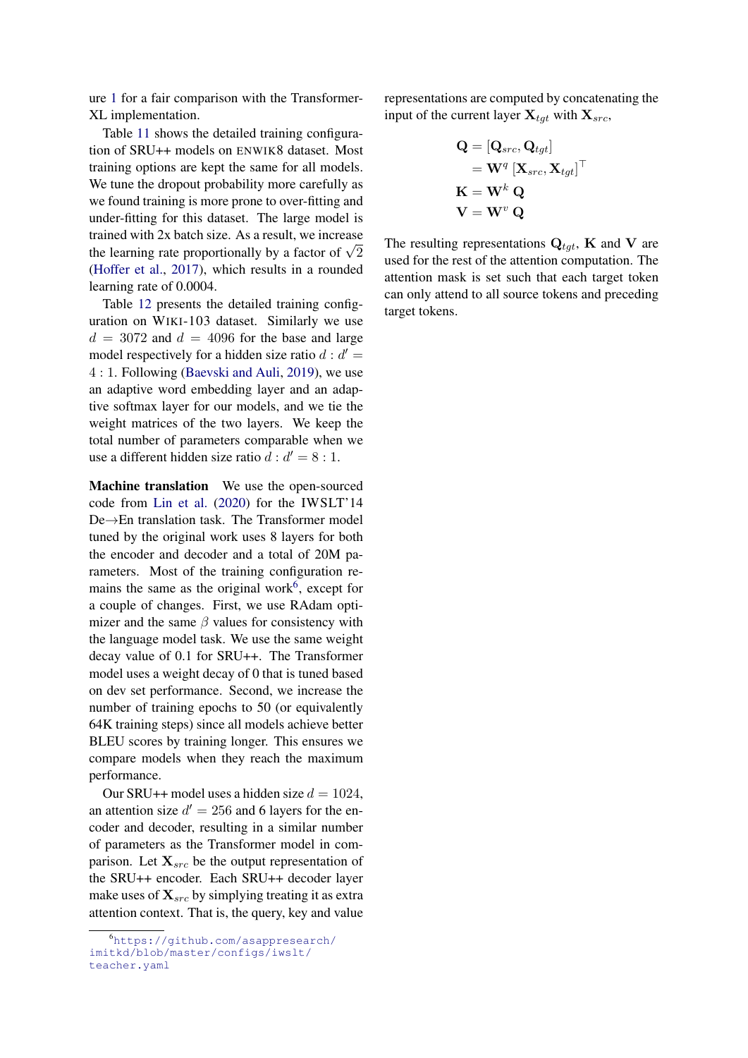ure 1 for a fair comparison with the Transformer-XL implementation.

Table 11 shows the detailed training configuration of SRU++ models on ENWIK8 dataset. Most training options are kept the same for all models. We tune the dropout probability more carefully as we found training is more prone to over-fitting and under-fitting for this dataset. The large model is trained with 2x batch size. As a result, we increase the learning rate proportionally by a factor of $\sqrt{2}$ (Hoffer et al., 2017), which results in a rounded learning rate of 0.0004.

Table 12 presents the detailed training configuration on WIKI-103 dataset. Similarly we use $d = 3072$ and $d = 4096$ for the base and large model respectively for a hidden size ratio $d : d' = 4 : 1$. Following (Baevski and Auli, 2019), we use an adaptive word embedding layer and an adaptive softmax layer for our models, and we tie the weight matrices of the two layers. We keep the total number of parameters comparable when we use a different hidden size ratio $d : d' = 8 : 1$.

**Machine translation** We use the open-sourced code from Lin et al. (2020) for the IWSLT'14 De→En translation task. The Transformer model tuned by the original work uses 8 layers for both the encoder and decoder and a total of 20M parameters. Most of the training configuration remains the same as the original work[6], except for a couple of changes. First, we use RAdam optimizer and the same $\beta$ values for consistency with the language model task. We use the same weight decay value of 0.1 for SRU++. The Transformer model uses a weight decay of 0 that is tuned based on dev set performance. Second, we increase the number of training epochs to 50 (or equivalently 64K training steps) since all models achieve better BLEU scores by training longer. This ensures we compare models when they reach the maximum performance.

Our SRU++ model uses a hidden size $d = 1024$, an attention size $d' = 256$ and 6 layers for the encoder and decoder, resulting in a similar number of parameters as the Transformer model in comparison. Let $\mathbf{X}_{src}$ be the output representation of the SRU++ encoder. Each SRU++ decoder layer make uses of $\mathbf{X}_{src}$ by simplying treating it as extra attention context. That is, the query, key and value representations are computed by concatenating the input of the current layer $\mathbf{X}_{tgt}$ with $\mathbf{X}_{src}$,

$$
\begin{aligned}
\mathbf{Q} &= [\mathbf{Q}_{src}, \mathbf{Q}_{tgt}] \\
&= \mathbf{W}^q \, [\mathbf{X}_{src}, \mathbf{X}_{tgt}]^\top \\
\mathbf{K} &= \mathbf{W}^k \, \mathbf{Q} \\
\mathbf{V} &= \mathbf{W}^v \, \mathbf{Q}
\end{aligned}
$$

The resulting representations $\mathbf{Q}_{tgt}$, $\mathbf{K}$ and $\mathbf{V}$ are used for the rest of the attention computation. The attention mask is set such that each target token can only attend to all source tokens and preceding target tokens.

[6] https://github.com/asappresearch/imitkd/blob/master/configs/iwslt/teacher.yaml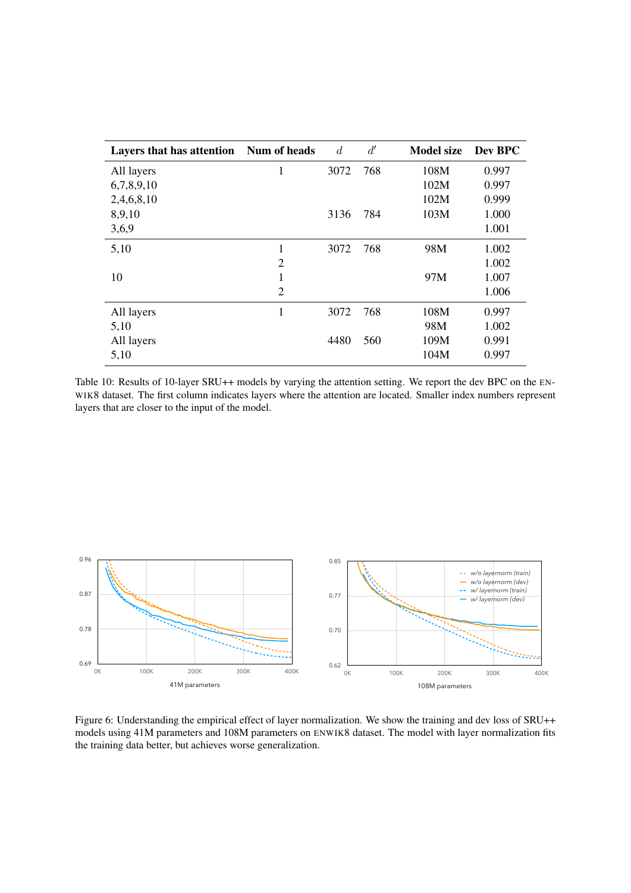| Layers that has attention | Num of heads | $d$ | $d'$ | Model size | Dev BPC |
|---|---|---|---|---|---|
| All layers | 1 | 3072 | 768 | 108M | 0.997 |
| 6,7,8,9,10 | | | | 102M | 0.997 |
| 2,4,6,8,10 | | | | 102M | 0.999 |
| 8,9,10 | | 3136 | 784 | 103M | 1.000 |
| 3,6,9 | | | | | 1.001 |
| 5,10 | 1 | 3072 | 768 | 98M | 1.002 |
| | 2 | | | | 1.002 |
| 10 | 1 | | | 97M | 1.007 |
| | 2 | | | | 1.006 |
| All layers | 1 | 3072 | 768 | 108M | 0.997 |
| 5,10 | | | | 98M | 1.002 |
| All layers | | 4480 | 560 | 109M | 0.991 |
| 5,10 | | | | 104M | 0.997 |

Table 10: Results of 10-layer SRU++ models by varying the attention setting. We report the dev BPC on the ENWIK8 dataset. The first column indicates layers where the attention are located. Smaller index numbers represent layers that are closer to the input of the model.

Figure 6: Understanding the empirical effect of layer normalization. We show the training and dev loss of SRU++ models using 41M parameters and 108M parameters on ENWIK8 dataset. The model with layer normalization fits the training data better, but achieves worse generalization.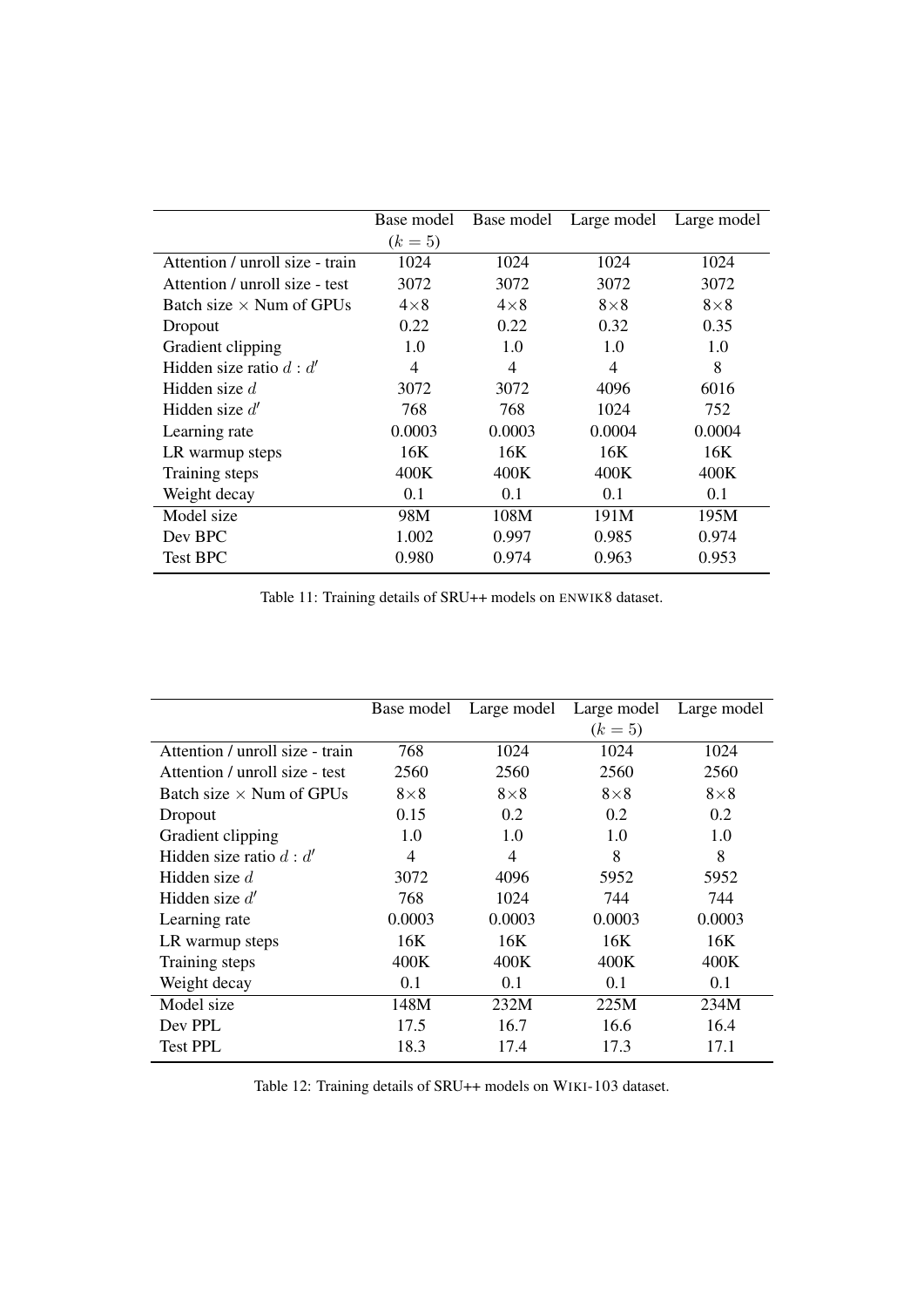| | Base model ($k=5$) | Base model | Large model | Large model |
|---|---|---|---|---|
| Attention / unroll size - train | 1024 | 1024 | 1024 | 1024 |
| Attention / unroll size - test | 3072 | 3072 | 3072 | 3072 |
| Batch size × Num of GPUs | 4×8 | 4×8 | 8×8 | 8×8 |
| Dropout | 0.22 | 0.22 | 0.32 | 0.35 |
| Gradient clipping | 1.0 | 1.0 | 1.0 | 1.0 |
| Hidden size ratio $d : d'$ | 4 | 4 | 4 | 8 |
| Hidden size $d$ | 3072 | 3072 | 4096 | 6016 |
| Hidden size $d'$ | 768 | 768 | 1024 | 752 |
| Learning rate | 0.0003 | 0.0003 | 0.0004 | 0.0004 |
| LR warmup steps | 16K | 16K | 16K | 16K |
| Training steps | 400K | 400K | 400K | 400K |
| Weight decay | 0.1 | 0.1 | 0.1 | 0.1 |
| Model size | 98M | 108M | 191M | 195M |
| Dev BPC | 1.002 | 0.997 | 0.985 | 0.974 |
| Test BPC | 0.980 | 0.974 | 0.963 | 0.953 |

Table 11: Training details of SRU++ models on ENWIK8 dataset.

| | Base model | Large model | Large model ($k=5$) | Large model |
|---|---|---|---|---|
| Attention / unroll size - train | 768 | 1024 | 1024 | 1024 |
| Attention / unroll size - test | 2560 | 2560 | 2560 | 2560 |
| Batch size × Num of GPUs | 8×8 | 8×8 | 8×8 | 8×8 |
| Dropout | 0.15 | 0.2 | 0.2 | 0.2 |
| Gradient clipping | 1.0 | 1.0 | 1.0 | 1.0 |
| Hidden size ratio $d : d'$ | 4 | 4 | 8 | 8 |
| Hidden size $d$ | 3072 | 4096 | 5952 | 5952 |
| Hidden size $d'$ | 768 | 1024 | 744 | 744 |
| Learning rate | 0.0003 | 0.0003 | 0.0003 | 0.0003 |
| LR warmup steps | 16K | 16K | 16K | 16K |
| Training steps | 400K | 400K | 400K | 400K |
| Weight decay | 0.1 | 0.1 | 0.1 | 0.1 |
| Model size | 148M | 232M | 225M | 234M |
| Dev PPL | 17.5 | 16.7 | 16.6 | 16.4 |
| Test PPL | 18.3 | 17.4 | 17.3 | 17.1 |

Table 12: Training details of SRU++ models on WIKI-103 dataset.